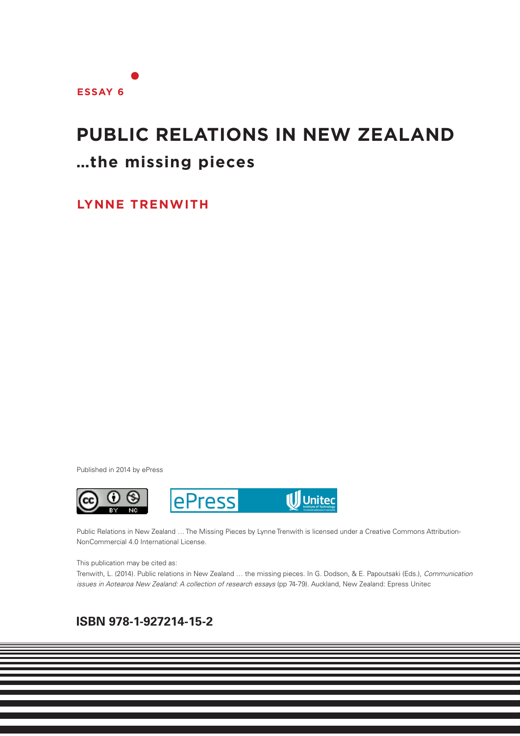**ESSAY 6**

# PUBLIC RELATIONS IN NEW ZEALAND

## ...the missing pieces

**LYNNE TRENWITH**

Published in 2014 by ePress

Public Relations in New Zealand … The Missing Pieces by Lynne Trenwith is licensed under a Creative Commons Attribution-NonCommercial 4.0 International License.

This publication may be cited as:

Trenwith, L. (2014). Public relations in New Zealand … the missing pieces. In G. Dodson, & E. Papoutsaki (Eds.), *Communication issues in Aotearoa New Zealand: A collection of research essays* (pp 74-79). Auckland, New Zealand: Epress Unitec

**ISBN 978-1-927214-15-2**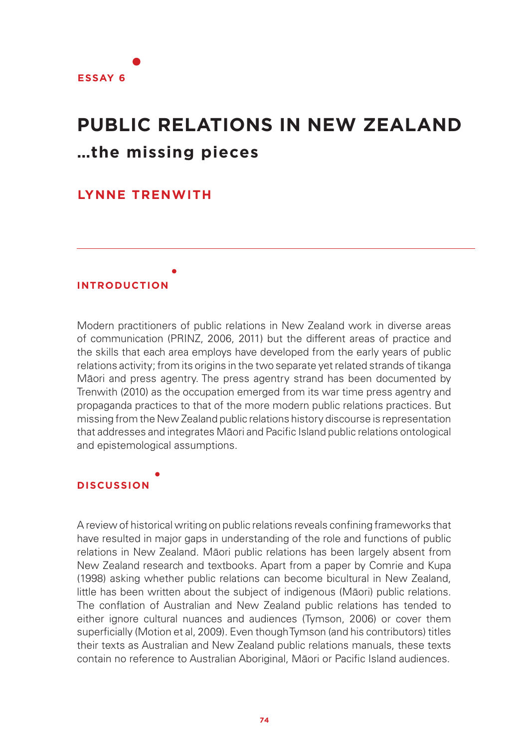ESSAY 6

# PUBLIC RELATIONS IN NEW ZEALAND

## …the missing pieces

**LYNNE TRENWITH**

### INTRODUCTION

Modern practitioners of public relations in New Zealand work in diverse areas of communication (PRINZ, 2006, 2011) but the different areas of practice and the skills that each area employs have developed from the early years of public relations activity; from its origins in the two separate yet related strands of tikanga Māori and press agentry. The press agentry strand has been documented by Trenwith (2010) as the occupation emerged from its war time press agentry and propaganda practices to that of the more modern public relations practices. But missing from the New Zealand public relations history discourse is representation that addresses and integrates Māori and Pacific Island public relations ontological and epistemological assumptions.

### DISCUSSION

A review of historical writing on public relations reveals confining frameworks that have resulted in major gaps in understanding of the role and functions of public relations in New Zealand. Māori public relations has been largely absent from New Zealand research and textbooks. Apart from a paper by Comrie and Kupa (1998) asking whether public relations can become bicultural in New Zealand, little has been written about the subject of indigenous (Māori) public relations. The conflation of Australian and New Zealand public relations has tended to either ignore cultural nuances and audiences (Tymson, 2006) or cover them superficially (Motion et al, 2009). Even though Tymson (and his contributors) titles their texts as Australian and New Zealand public relations manuals, these texts contain no reference to Australian Aboriginal, Māori or Pacific Island audiences.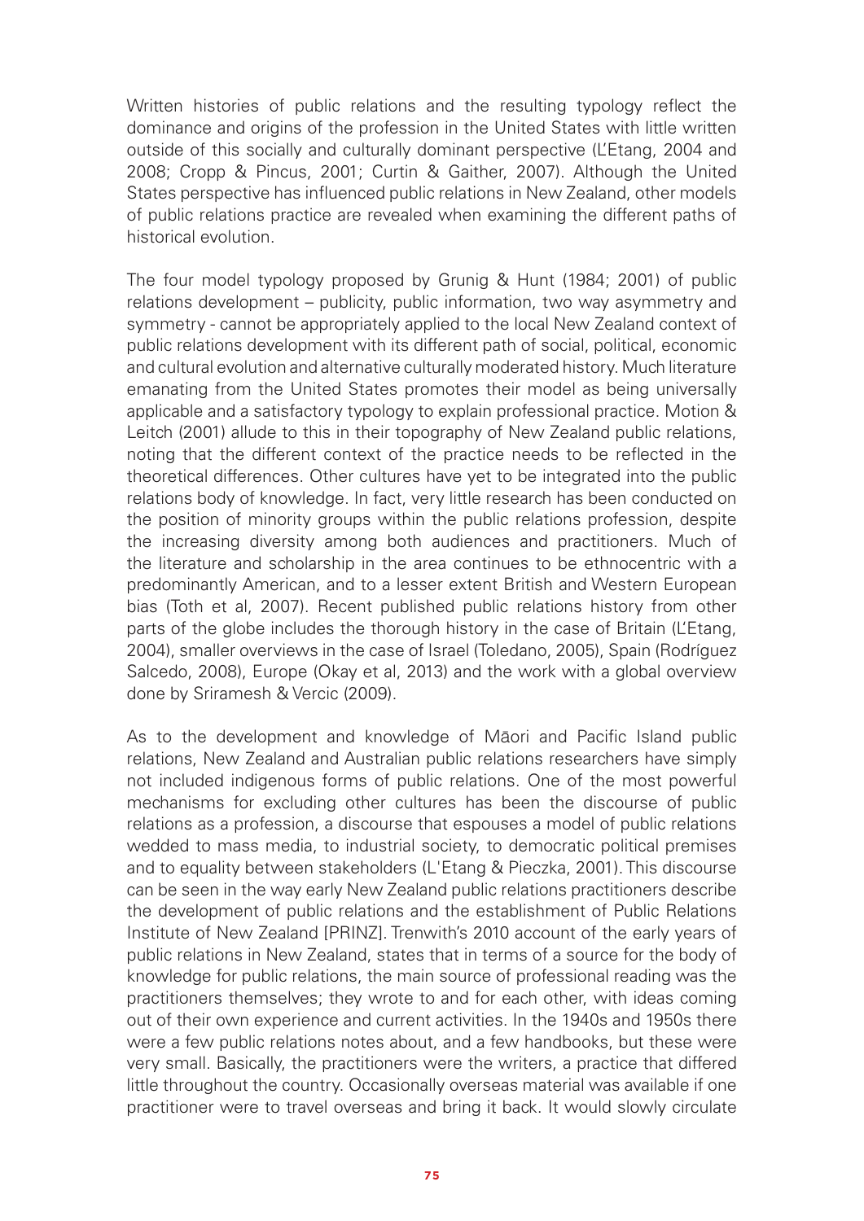Written histories of public relations and the resulting typology reflect the dominance and origins of the profession in the United States with little written outside of this socially and culturally dominant perspective (L'Etang, 2004 and 2008; Cropp & Pincus, 2001; Curtin & Gaither, 2007). Although the United States perspective has influenced public relations in New Zealand, other models of public relations practice are revealed when examining the different paths of historical evolution.

The four model typology proposed by Grunig & Hunt (1984; 2001) of public relations development – publicity, public information, two way asymmetry and symmetry - cannot be appropriately applied to the local New Zealand context of public relations development with its different path of social, political, economic and cultural evolution and alternative culturally moderated history. Much literature emanating from the United States promotes their model as being universally applicable and a satisfactory typology to explain professional practice. Motion & Leitch (2001) allude to this in their topography of New Zealand public relations, noting that the different context of the practice needs to be reflected in the theoretical differences. Other cultures have yet to be integrated into the public relations body of knowledge. In fact, very little research has been conducted on the position of minority groups within the public relations profession, despite the increasing diversity among both audiences and practitioners. Much of the literature and scholarship in the area continues to be ethnocentric with a predominantly American, and to a lesser extent British and Western European bias (Toth et al, 2007). Recent published public relations history from other parts of the globe includes the thorough history in the case of Britain (L'Etang, 2004), smaller overviews in the case of Israel (Toledano, 2005), Spain (Rodríguez Salcedo, 2008), Europe (Okay et al, 2013) and the work with a global overview done by Sriramesh & Vercic (2009).

As to the development and knowledge of Māori and Pacific Island public relations, New Zealand and Australian public relations researchers have simply not included indigenous forms of public relations. One of the most powerful mechanisms for excluding other cultures has been the discourse of public relations as a profession, a discourse that espouses a model of public relations wedded to mass media, to industrial society, to democratic political premises and to equality between stakeholders (L'Etang & Pieczka, 2001). This discourse can be seen in the way early New Zealand public relations practitioners describe the development of public relations and the establishment of Public Relations Institute of New Zealand [PRINZ]. Trenwith's 2010 account of the early years of public relations in New Zealand, states that in terms of a source for the body of knowledge for public relations, the main source of professional reading was the practitioners themselves; they wrote to and for each other, with ideas coming out of their own experience and current activities. In the 1940s and 1950s there were a few public relations notes about, and a few handbooks, but these were very small. Basically, the practitioners were the writers, a practice that differed little throughout the country. Occasionally overseas material was available if one practitioner were to travel overseas and bring it back. It would slowly circulate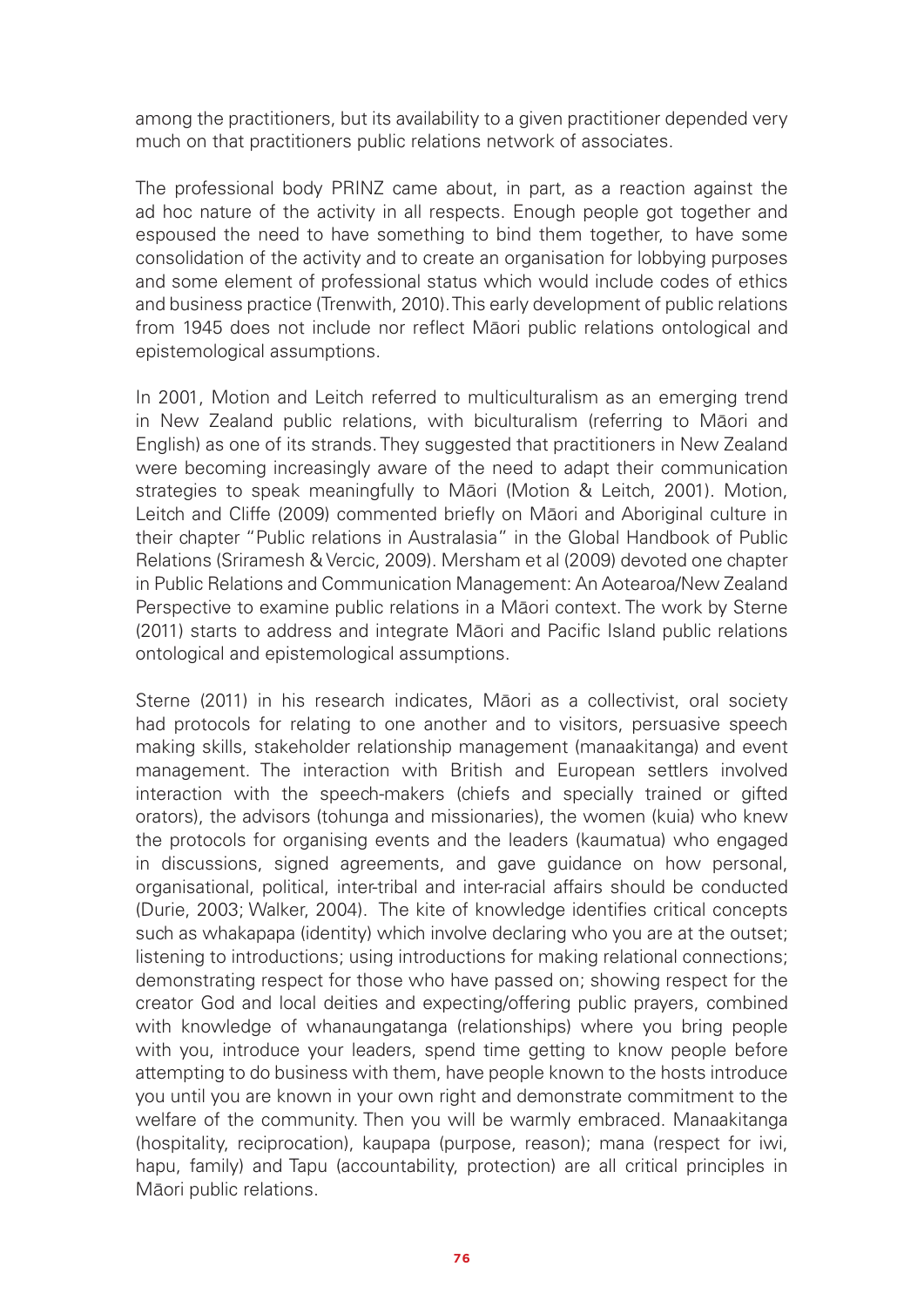among the practitioners, but its availability to a given practitioner depended very much on that practitioners public relations network of associates.

The professional body PRINZ came about, in part, as a reaction against the ad hoc nature of the activity in all respects. Enough people got together and espoused the need to have something to bind them together, to have some consolidation of the activity and to create an organisation for lobbying purposes and some element of professional status which would include codes of ethics and business practice (Trenwith, 2010). This early development of public relations from 1945 does not include nor reflect Māori public relations ontological and epistemological assumptions.

In 2001, Motion and Leitch referred to multiculturalism as an emerging trend in New Zealand public relations, with biculturalism (referring to Māori and English) as one of its strands. They suggested that practitioners in New Zealand were becoming increasingly aware of the need to adapt their communication strategies to speak meaningfully to Māori (Motion & Leitch, 2001). Motion, Leitch and Cliffe (2009) commented briefly on Māori and Aboriginal culture in their chapter "Public relations in Australasia" in the Global Handbook of Public Relations (Sriramesh & Vercic, 2009). Mersham et al (2009) devoted one chapter in Public Relations and Communication Management: An Aotearoa/New Zealand Perspective to examine public relations in a Māori context. The work by Sterne (2011) starts to address and integrate Māori and Pacific Island public relations ontological and epistemological assumptions.

Sterne (2011) in his research indicates, Māori as a collectivist, oral society had protocols for relating to one another and to visitors, persuasive speech making skills, stakeholder relationship management (manaakitanga) and event management. The interaction with British and European settlers involved interaction with the speech-makers (chiefs and specially trained or gifted orators), the advisors (tohunga and missionaries), the women (kuia) who knew the protocols for organising events and the leaders (kaumatua) who engaged in discussions, signed agreements, and gave guidance on how personal, organisational, political, inter-tribal and inter-racial affairs should be conducted (Durie, 2003; Walker, 2004). The kite of knowledge identifies critical concepts such as whakapapa (identity) which involve declaring who you are at the outset; listening to introductions; using introductions for making relational connections; demonstrating respect for those who have passed on; showing respect for the creator God and local deities and expecting/offering public prayers, combined with knowledge of whanaungatanga (relationships) where you bring people with you, introduce your leaders, spend time getting to know people before attempting to do business with them, have people known to the hosts introduce you until you are known in your own right and demonstrate commitment to the welfare of the community. Then you will be warmly embraced. Manaakitanga (hospitality, reciprocation), kaupapa (purpose, reason); mana (respect for iwi, hapu, family) and Tapu (accountability, protection) are all critical principles in Māori public relations.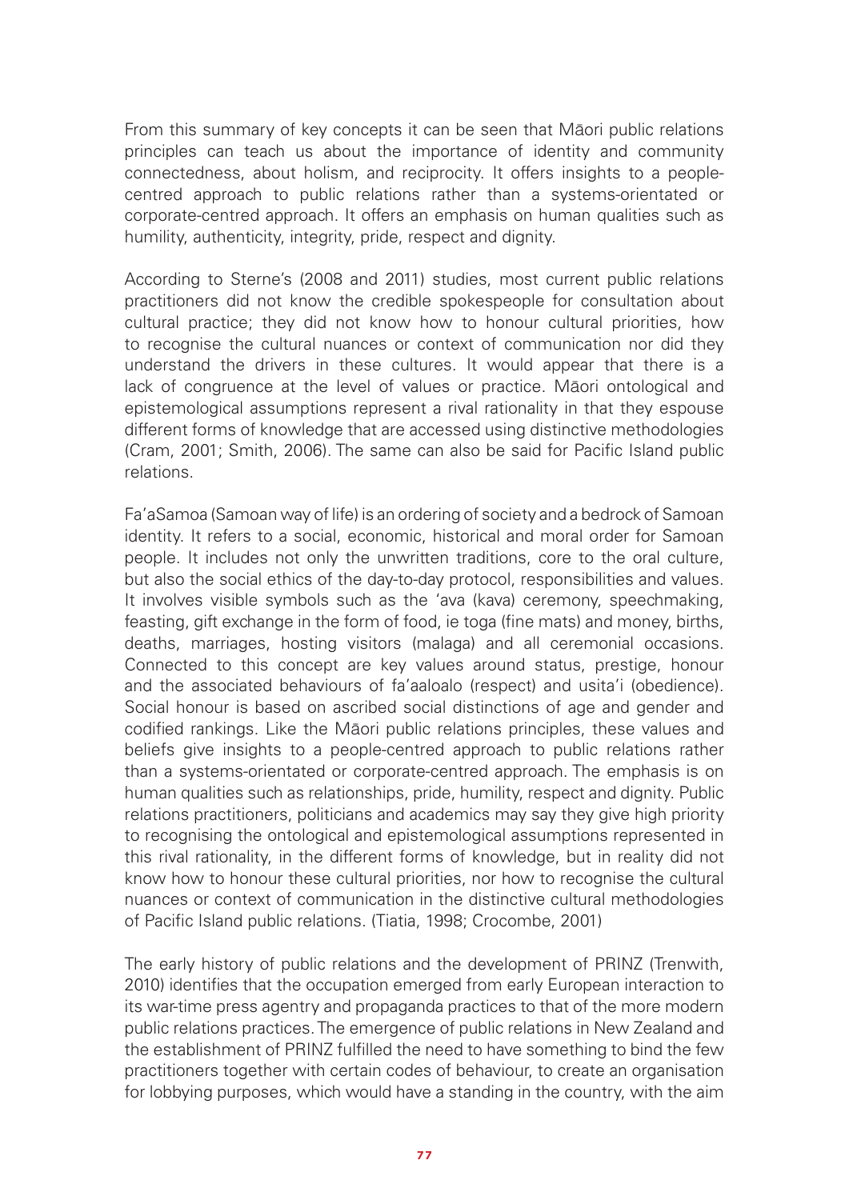From this summary of key concepts it can be seen that Māori public relations principles can teach us about the importance of identity and community connectedness, about holism, and reciprocity. It offers insights to a people-centred approach to public relations rather than a systems-orientated or corporate-centred approach. It offers an emphasis on human qualities such as humility, authenticity, integrity, pride, respect and dignity.

According to Sterne's (2008 and 2011) studies, most current public relations practitioners did not know the credible spokespeople for consultation about cultural practice; they did not know how to honour cultural priorities, how to recognise the cultural nuances or context of communication nor did they understand the drivers in these cultures. It would appear that there is a lack of congruence at the level of values or practice. Māori ontological and epistemological assumptions represent a rival rationality in that they espouse different forms of knowledge that are accessed using distinctive methodologies (Cram, 2001; Smith, 2006). The same can also be said for Pacific Island public relations.

Fa'aSamoa (Samoan way of life) is an ordering of society and a bedrock of Samoan identity. It refers to a social, economic, historical and moral order for Samoan people. It includes not only the unwritten traditions, core to the oral culture, but also the social ethics of the day-to-day protocol, responsibilities and values. It involves visible symbols such as the 'ava (kava) ceremony, speechmaking, feasting, gift exchange in the form of food, ie toga (fine mats) and money, births, deaths, marriages, hosting visitors (malaga) and all ceremonial occasions. Connected to this concept are key values around status, prestige, honour and the associated behaviours of fa'aaloalo (respect) and usita'i (obedience). Social honour is based on ascribed social distinctions of age and gender and codified rankings. Like the Māori public relations principles, these values and beliefs give insights to a people-centred approach to public relations rather than a systems-orientated or corporate-centred approach. The emphasis is on human qualities such as relationships, pride, humility, respect and dignity. Public relations practitioners, politicians and academics may say they give high priority to recognising the ontological and epistemological assumptions represented in this rival rationality, in the different forms of knowledge, but in reality did not know how to honour these cultural priorities, nor how to recognise the cultural nuances or context of communication in the distinctive cultural methodologies of Pacific Island public relations. (Tiatia, 1998; Crocombe, 2001)

The early history of public relations and the development of PRINZ (Trenwith, 2010) identifies that the occupation emerged from early European interaction to its war-time press agentry and propaganda practices to that of the more modern public relations practices. The emergence of public relations in New Zealand and the establishment of PRINZ fulfilled the need to have something to bind the few practitioners together with certain codes of behaviour, to create an organisation for lobbying purposes, which would have a standing in the country, with the aim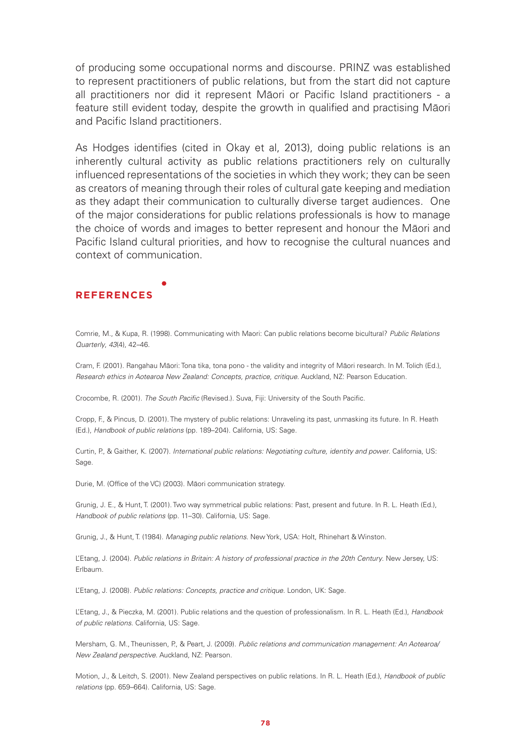of producing some occupational norms and discourse. PRINZ was established to represent practitioners of public relations, but from the start did not capture all practitioners nor did it represent Māori or Pacific Island practitioners - a feature still evident today, despite the growth in qualified and practising Māori and Pacific Island practitioners.

As Hodges identifies (cited in Okay et al, 2013), doing public relations is an inherently cultural activity as public relations practitioners rely on culturally influenced representations of the societies in which they work; they can be seen as creators of meaning through their roles of cultural gate keeping and mediation as they adapt their communication to culturally diverse target audiences. One of the major considerations for public relations professionals is how to manage the choice of words and images to better represent and honour the Māori and Pacific Island cultural priorities, and how to recognise the cultural nuances and context of communication.

## REFERENCES

Comrie, M., & Kupa, R. (1998). Communicating with Maori: Can public relations become bicultural? *Public Relations Quarterly*, *43*(4), 42–46.

Cram, F. (2001). Rangahau Māori: Tona tika, tona pono - the validity and integrity of Māori research. In M. Tolich (Ed.), *Research ethics in Aotearoa New Zealand: Concepts, practice, critique*. Auckland, NZ: Pearson Education.

Crocombe, R. (2001). *The South Pacific* (Revised.). Suva, Fiji: University of the South Pacific.

Cropp, F., & Pincus, D. (2001). The mystery of public relations: Unraveling its past, unmasking its future. In R. Heath (Ed.), *Handbook of public relations* (pp. 189–204). California, US: Sage.

Curtin, P., & Gaither, K. (2007). *International public relations: Negotiating culture, identity and power*. California, US: Sage.

Durie, M. (Office of the VC) (2003). Māori communication strategy.

Grunig, J. E., & Hunt, T. (2001). Two way symmetrical public relations: Past, present and future. In R. L. Heath (Ed.), *Handbook of public relations* (pp. 11–30). California, US: Sage.

Grunig, J., & Hunt, T. (1984). *Managing public relations*. New York, USA: Holt, Rhinehart & Winston.

L'Etang, J. (2004). *Public relations in Britain: A history of professional practice in the 20th Century*. New Jersey, US: Erlbaum.

L'Etang, J. (2008). *Public relations: Concepts, practice and critique*. London, UK: Sage.

L'Etang, J., & Pieczka, M. (2001). Public relations and the question of professionalism. In R. L. Heath (Ed.), *Handbook of public relations*. California, US: Sage.

Mersham, G. M., Theunissen, P., & Peart, J. (2009). *Public relations and communication management: An Aotearoa/New Zealand perspective*. Auckland, NZ: Pearson.

Motion, J., & Leitch, S. (2001). New Zealand perspectives on public relations. In R. L. Heath (Ed.), *Handbook of public relations* (pp. 659–664). California, US: Sage.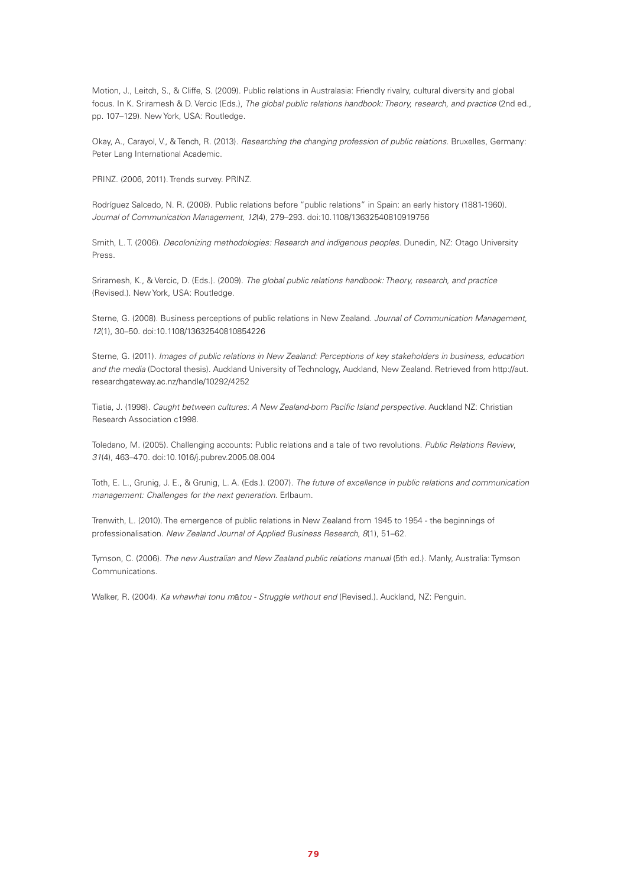Motion, J., Leitch, S., & Cliffe, S. (2009). Public relations in Australasia: Friendly rivalry, cultural diversity and global focus. In K. Sriramesh & D. Vercic (Eds.), *The global public relations handbook: Theory, research, and practice* (2nd ed., pp. 107–129). New York, USA: Routledge.

Okay, A., Carayol, V., & Tench, R. (2013). *Researching the changing profession of public relations.* Bruxelles, Germany: Peter Lang International Academic.

PRINZ. (2006, 2011). Trends survey. PRINZ.

Rodríguez Salcedo, N. R. (2008). Public relations before "public relations" in Spain: an early history (1881-1960). *Journal of Communication Management, 12*(4), 279–293. doi:10.1108/13632540810919756

Smith, L. T. (2006). *Decolonizing methodologies: Research and indigenous peoples.* Dunedin, NZ: Otago University Press.

Sriramesh, K., & Vercic, D. (Eds.). (2009). *The global public relations handbook: Theory, research, and practice* (Revised.). New York, USA: Routledge.

Sterne, G. (2008). Business perceptions of public relations in New Zealand. *Journal of Communication Management, 12*(1), 30–50. doi:10.1108/13632540810854226

Sterne, G. (2011). *Images of public relations in New Zealand: Perceptions of key stakeholders in business, education and the media* (Doctoral thesis). Auckland University of Technology, Auckland, New Zealand. Retrieved from http://aut.researchgateway.ac.nz/handle/10292/4252

Tiatia, J. (1998). *Caught between cultures: A New Zealand-born Pacific Island perspective.* Auckland NZ: Christian Research Association c1998.

Toledano, M. (2005). Challenging accounts: Public relations and a tale of two revolutions. *Public Relations Review, 31*(4), 463–470. doi:10.1016/j.pubrev.2005.08.004

Toth, E. L., Grunig, J. E., & Grunig, L. A. (Eds.). (2007). *The future of excellence in public relations and communication management: Challenges for the next generation.* Erlbaum.

Trenwith, L. (2010). The emergence of public relations in New Zealand from 1945 to 1954 - the beginnings of professionalisation. *New Zealand Journal of Applied Business Research, 8*(1), 51–62.

Tymson, C. (2006). *The new Australian and New Zealand public relations manual* (5th ed.). Manly, Australia: Tymson Communications.

Walker, R. (2004). *Ka whawhai tonu mātou - Struggle without end* (Revised.). Auckland, NZ: Penguin.